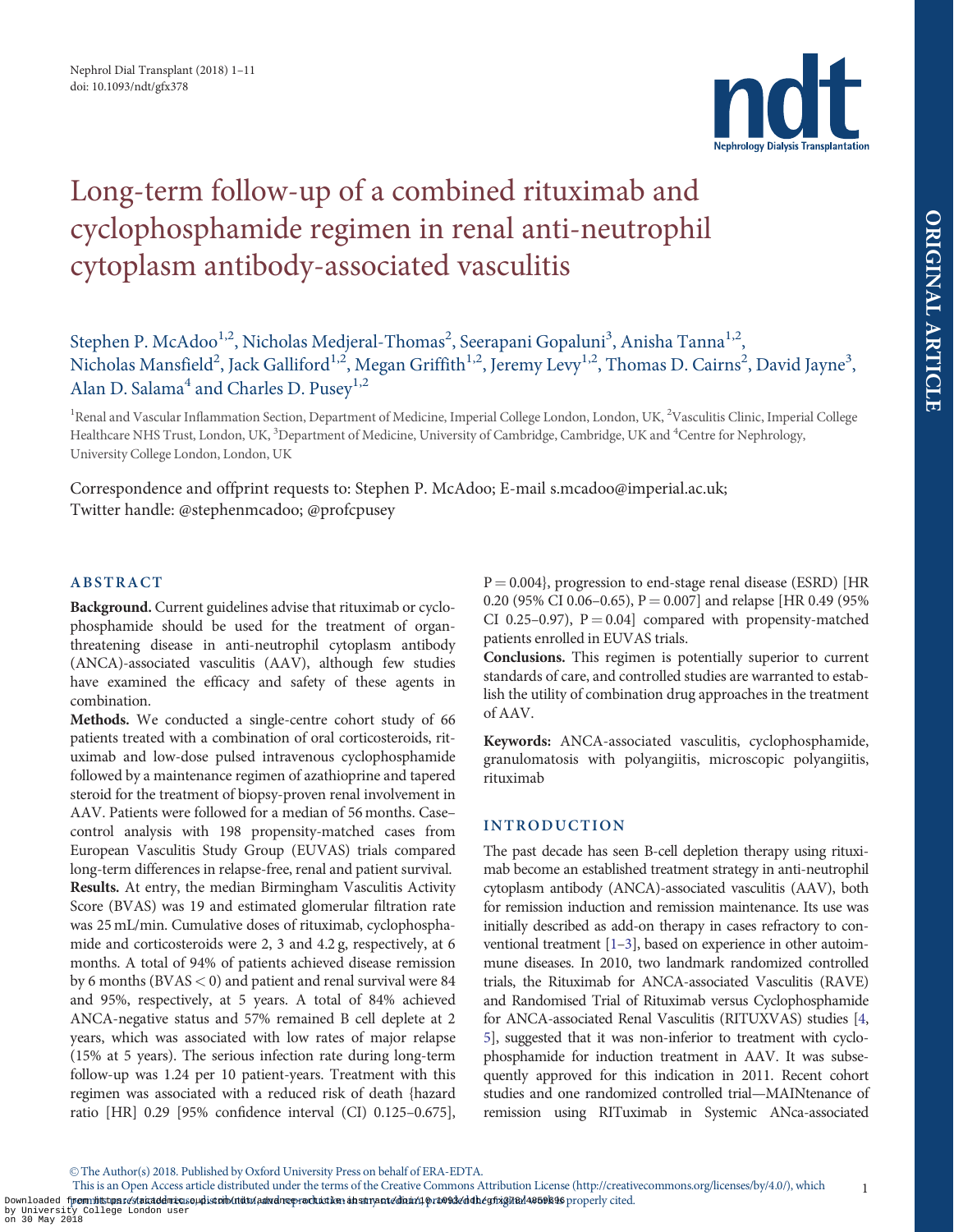# Long-term follow-up of a combined rituximab and cyclophosphamide regimen in renal anti-neutrophil cytoplasm antibody-associated vasculitis

Stephen P. McAdoo[1,2], Nicholas Medjeral-Thomas[2], Seerapani Gopaluni[3], Anisha Tanna[1,2], Nicholas Mansfield[2], Jack Galliford[1,2], Megan Griffith[1,2], Jeremy Levy[1,2], Thomas D. Cairns[2], David Jayne[3], Alan D. Salama[4] and Charles D. Pusey[1,2]

[1]Renal and Vascular Inflammation Section, Department of Medicine, Imperial College London, London, UK, [2]Vasculitis Clinic, Imperial College Healthcare NHS Trust, London, UK, [3]Department of Medicine, University of Cambridge, Cambridge, UK and [4]Centre for Nephrology, University College London, London, UK

Correspondence and offprint requests to: Stephen P. McAdoo; E-mail s.mcadoo@imperial.ac.uk; Twitter handle: @stephenmcadoo; @profcpusey

## ABSTRACT

**Background.** Current guidelines advise that rituximab or cyclophosphamide should be used for the treatment of organ-threatening disease in anti-neutrophil cytoplasm antibody (ANCA)-associated vasculitis (AAV), although few studies have examined the efficacy and safety of these agents in combination.

**Methods.** We conducted a single-centre cohort study of 66 patients treated with a combination of oral corticosteroids, rituximab and low-dose pulsed intravenous cyclophosphamide followed by a maintenance regimen of azathioprine and tapered steroid for the treatment of biopsy-proven renal involvement in AAV. Patients were followed for a median of 56 months. Case–control analysis with 198 propensity-matched cases from European Vasculitis Study Group (EUVAS) trials compared long-term differences in relapse-free, renal and patient survival.

**Results.** At entry, the median Birmingham Vasculitis Activity Score (BVAS) was 19 and estimated glomerular filtration rate was 25 mL/min. Cumulative doses of rituximab, cyclophosphamide and corticosteroids were 2, 3 and 4.2 g, respectively, at 6 months. A total of 94% of patients achieved disease remission by 6 months (BVAS < 0) and patient and renal survival were 84 and 95%, respectively, at 5 years. A total of 84% achieved ANCA-negative status and 57% remained B cell deplete at 2 years, which was associated with low rates of major relapse (15% at 5 years). The serious infection rate during long-term follow-up was 1.24 per 10 patient-years. Treatment with this regimen was associated with a reduced risk of death {hazard ratio [HR] 0.29 [95% confidence interval (CI) 0.125–0.675], P = 0.004}, progression to end-stage renal disease (ESRD) [HR 0.20 (95% CI 0.06–0.65), P = 0.007] and relapse [HR 0.49 (95% CI 0.25–0.97), P = 0.04] compared with propensity-matched patients enrolled in EUVAS trials.

**Conclusions.** This regimen is potentially superior to current standards of care, and controlled studies are warranted to establish the utility of combination drug approaches in the treatment of AAV.

**Keywords:** ANCA-associated vasculitis, cyclophosphamide, granulomatosis with polyangiitis, microscopic polyangiitis, rituximab

## INTRODUCTION

The past decade has seen B-cell depletion therapy using rituximab become an established treatment strategy in anti-neutrophil cytoplasm antibody (ANCA)-associated vasculitis (AAV), both for remission induction and remission maintenance. Its use was initially described as add-on therapy in cases refractory to conventional treatment [1–3], based on experience in other autoimmune diseases. In 2010, two landmark randomized controlled trials, the Rituximab for ANCA-associated Vasculitis (RAVE) and Randomised Trial of Rituximab versus Cyclophosphamide for ANCA-associated Renal Vasculitis (RITUXVAS) studies [4, 5], suggested that it was non-inferior to treatment with cyclophosphamide for induction treatment in AAV. It was subsequently approved for this indication in 2011. Recent cohort studies and one randomized controlled trial—MAINtenance of remission using RITuximab in Systemic ANca-associated

© The Author(s) 2018. Published by Oxford University Press on behalf of ERA-EDTA.
This is an Open Access article distributed under the terms of the Creative Commons Attribution License (http://creativecommons.org/licenses/by/4.0/), which permits unrestricted reuse, distribution, and reproduction in any medium, provided the original work is properly cited.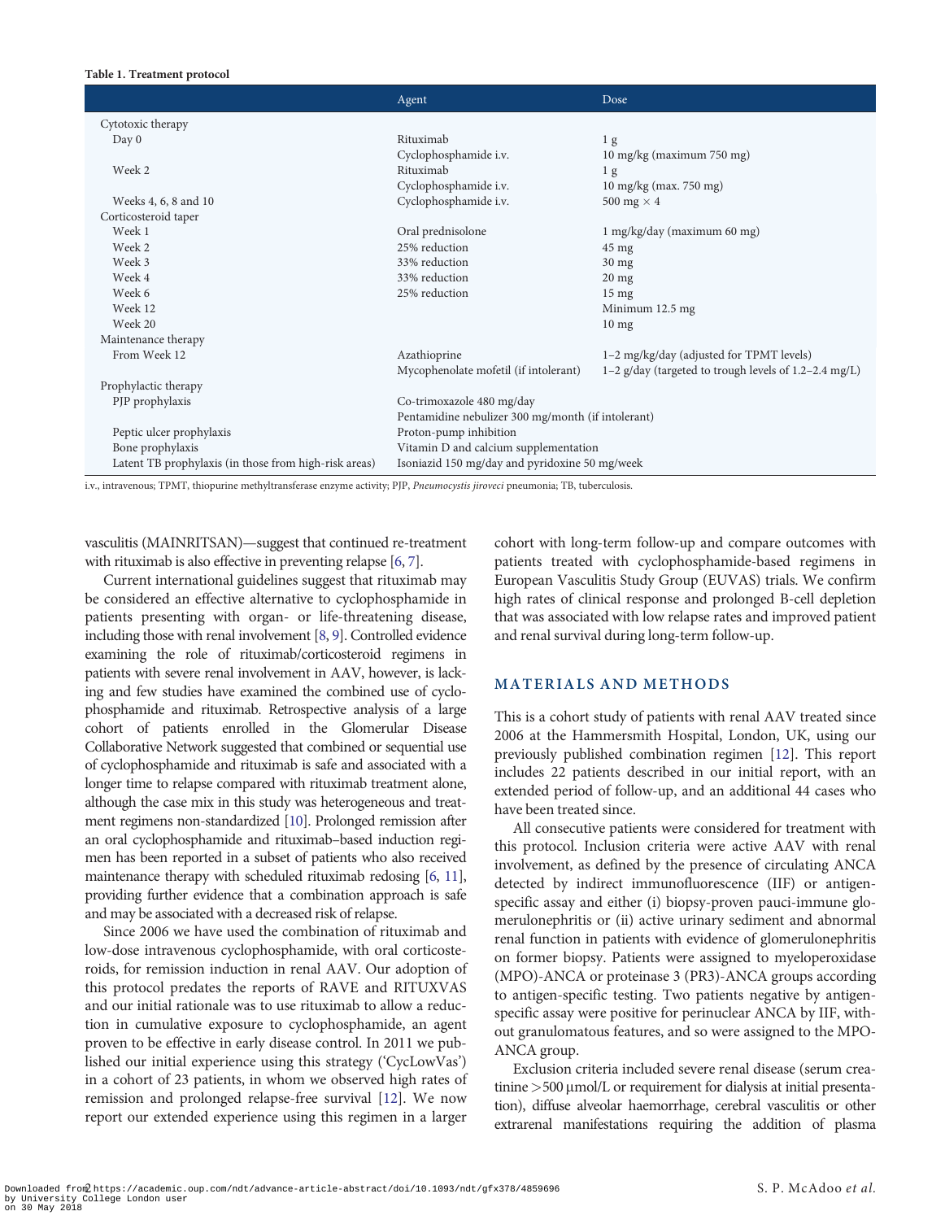**Table 1. Treatment protocol**

| | Agent | Dose |
|---|---|---|
| Cytotoxic therapy | | |
| Day 0 | Rituximab | 1 g |
| | Cyclophosphamide i.v. | 10 mg/kg (maximum 750 mg) |
| Week 2 | Rituximab | 1 g |
| | Cyclophosphamide i.v. | 10 mg/kg (max. 750 mg) |
| Weeks 4, 6, 8 and 10 | Cyclophosphamide i.v. | 500 mg × 4 |
| Corticosteroid taper | | |
| Week 1 | Oral prednisolone | 1 mg/kg/day (maximum 60 mg) |
| Week 2 | 25% reduction | 45 mg |
| Week 3 | 33% reduction | 30 mg |
| Week 4 | 33% reduction | 20 mg |
| Week 6 | 25% reduction | 15 mg |
| Week 12 | | Minimum 12.5 mg |
| Week 20 | | 10 mg |
| Maintenance therapy | | |
| From Week 12 | Azathioprine | 1–2 mg/kg/day (adjusted for TPMT levels) |
| | Mycophenolate mofetil (if intolerant) | 1–2 g/day (targeted to trough levels of 1.2–2.4 mg/L) |
| Prophylactic therapy | | |
| PJP prophylaxis | Co-trimoxazole 480 mg/day | |
| | Pentamidine nebulizer 300 mg/month (if intolerant) | |
| Peptic ulcer prophylaxis | Proton-pump inhibition | |
| Bone prophylaxis | Vitamin D and calcium supplementation | |
| Latent TB prophylaxis (in those from high-risk areas) | Isoniazid 150 mg/day and pyridoxine 50 mg/week | |

i.v., intravenous; TPMT, thiopurine methyltransferase enzyme activity; PJP, *Pneumocystis jiroveci* pneumonia; TB, tuberculosis.

vasculitis (MAINRITSAN)—suggest that continued re-treatment with rituximab is also effective in preventing relapse [6, 7].

Current international guidelines suggest that rituximab may be considered an effective alternative to cyclophosphamide in patients presenting with organ- or life-threatening disease, including those with renal involvement [8, 9]. Controlled evidence examining the role of rituximab/corticosteroid regimens in patients with severe renal involvement in AAV, however, is lacking and few studies have examined the combined use of cyclophosphamide and rituximab. Retrospective analysis of a large cohort of patients enrolled in the Glomerular Disease Collaborative Network suggested that combined or sequential use of cyclophosphamide and rituximab is safe and associated with a longer time to relapse compared with rituximab treatment alone, although the case mix in this study was heterogeneous and treatment regimens non-standardized [10]. Prolonged remission after an oral cyclophosphamide and rituximab–based induction regimen has been reported in a subset of patients who also received maintenance therapy with scheduled rituximab redosing [6, 11], providing further evidence that a combination approach is safe and may be associated with a decreased risk of relapse.

Since 2006 we have used the combination of rituximab and low-dose intravenous cyclophosphamide, with oral corticosteroids, for remission induction in renal AAV. Our adoption of this protocol predates the reports of RAVE and RITUXVAS and our initial rationale was to use rituximab to allow a reduction in cumulative exposure to cyclophosphamide, an agent proven to be effective in early disease control. In 2011 we published our initial experience using this strategy ('CycLowVas') in a cohort of 23 patients, in whom we observed high rates of remission and prolonged relapse-free survival [12]. We now report our extended experience using this regimen in a larger cohort with long-term follow-up and compare outcomes with patients treated with cyclophosphamide-based regimens in European Vasculitis Study Group (EUVAS) trials. We confirm high rates of clinical response and prolonged B-cell depletion that was associated with low relapse rates and improved patient and renal survival during long-term follow-up.

## MATERIALS AND METHODS

This is a cohort study of patients with renal AAV treated since 2006 at the Hammersmith Hospital, London, UK, using our previously published combination regimen [12]. This report includes 22 patients described in our initial report, with an extended period of follow-up, and an additional 44 cases who have been treated since.

All consecutive patients were considered for treatment with this protocol. Inclusion criteria were active AAV with renal involvement, as defined by the presence of circulating ANCA detected by indirect immunofluorescence (IIF) or antigen-specific assay and either (i) biopsy-proven pauci-immune glomerulonephritis or (ii) active urinary sediment and abnormal renal function in patients with evidence of glomerulonephritis on former biopsy. Patients were assigned to myeloperoxidase (MPO)-ANCA or proteinase 3 (PR3)-ANCA groups according to antigen-specific testing. Two patients negative by antigen-specific assay were positive for perinuclear ANCA by IIF, without granulomatous features, and so were assigned to the MPO-ANCA group.

Exclusion criteria included severe renal disease (serum creatinine >500 μmol/L or requirement for dialysis at initial presentation), diffuse alveolar haemorrhage, cerebral vasculitis or other extrarenal manifestations requiring the addition of plasma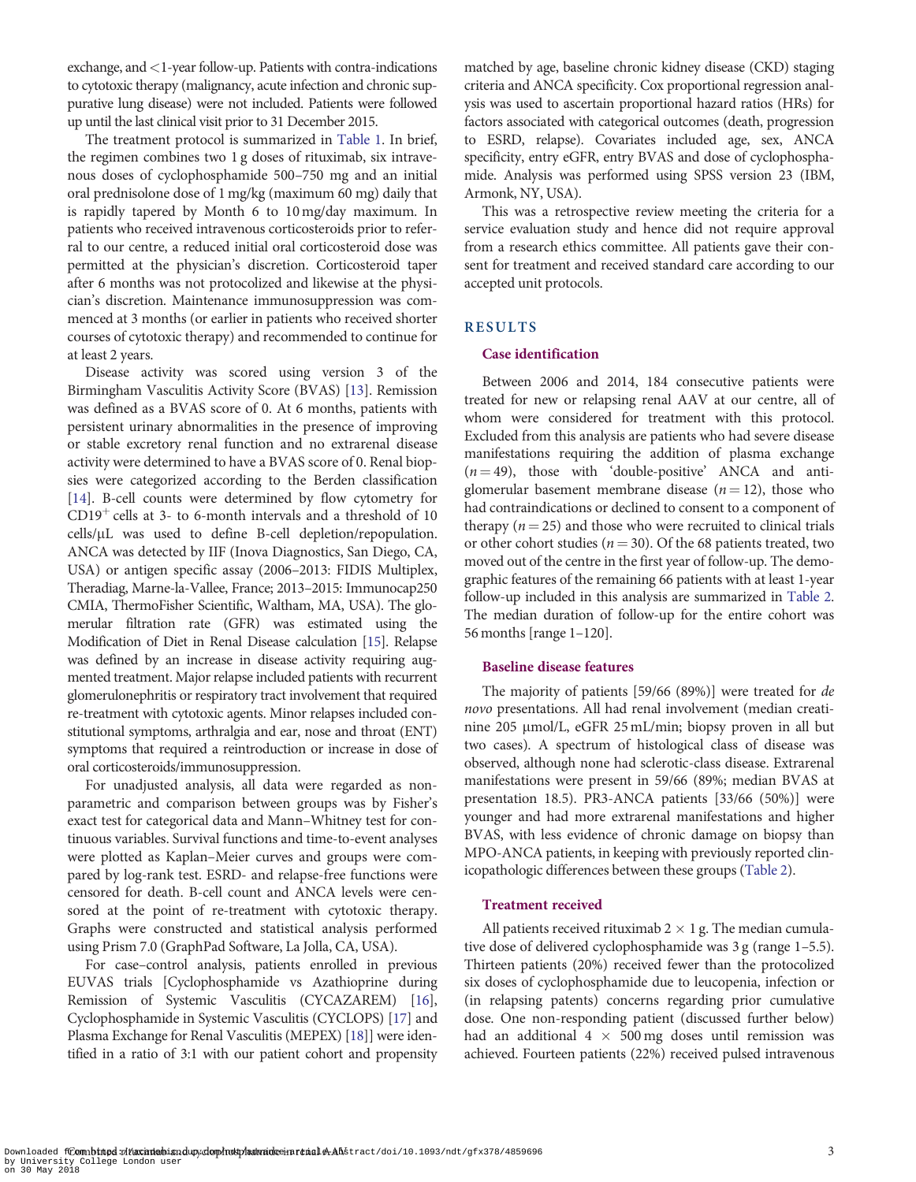exchange, and <1-year follow-up. Patients with contra-indications to cytotoxic therapy (malignancy, acute infection and chronic suppurative lung disease) were not included. Patients were followed up until the last clinical visit prior to 31 December 2015.

The treatment protocol is summarized in Table 1. In brief, the regimen combines two 1 g doses of rituximab, six intravenous doses of cyclophosphamide 500–750 mg and an initial oral prednisolone dose of 1 mg/kg (maximum 60 mg) daily that is rapidly tapered by Month 6 to 10 mg/day maximum. In patients who received intravenous corticosteroids prior to referral to our centre, a reduced initial oral corticosteroid dose was permitted at the physician's discretion. Corticosteroid taper after 6 months was not protocolized and likewise at the physician's discretion. Maintenance immunosuppression was commenced at 3 months (or earlier in patients who received shorter courses of cytotoxic therapy) and recommended to continue for at least 2 years.

Disease activity was scored using version 3 of the Birmingham Vasculitis Activity Score (BVAS) [13]. Remission was defined as a BVAS score of 0. At 6 months, patients with persistent urinary abnormalities in the presence of improving or stable excretory renal function and no extrarenal disease activity were determined to have a BVAS score of 0. Renal biopsies were categorized according to the Berden classification [14]. B-cell counts were determined by flow cytometry for $CD19^{+}$ cells at 3- to 6-month intervals and a threshold of 10 cells/μL was used to define B-cell depletion/repopulation. ANCA was detected by IIF (Inova Diagnostics, San Diego, CA, USA) or antigen specific assay (2006–2013: FIDIS Multiplex, Theradiag, Marne-la-Vallee, France; 2013–2015: Immunocap250 CMIA, ThermoFisher Scientific, Waltham, MA, USA). The glomerular filtration rate (GFR) was estimated using the Modification of Diet in Renal Disease calculation [15]. Relapse was defined by an increase in disease activity requiring augmented treatment. Major relapse included patients with recurrent glomerulonephritis or respiratory tract involvement that required re-treatment with cytotoxic agents. Minor relapses included constitutional symptoms, arthralgia and ear, nose and throat (ENT) symptoms that required a reintroduction or increase in dose of oral corticosteroids/immunosuppression.

For unadjusted analysis, all data were regarded as non-parametric and comparison between groups was by Fisher's exact test for categorical data and Mann–Whitney test for continuous variables. Survival functions and time-to-event analyses were plotted as Kaplan–Meier curves and groups were compared by log-rank test. ESRD- and relapse-free functions were censored for death. B-cell count and ANCA levels were censored at the point of re-treatment with cytotoxic therapy. Graphs were constructed and statistical analysis performed using Prism 7.0 (GraphPad Software, La Jolla, CA, USA).

For case–control analysis, patients enrolled in previous EUVAS trials [Cyclophosphamide vs Azathioprine during Remission of Systemic Vasculitis (CYCAZAREM) [16], Cyclophosphamide in Systemic Vasculitis (CYCLOPS) [17] and Plasma Exchange for Renal Vasculitis (MEPEX) [18]] were identified in a ratio of 3:1 with our patient cohort and propensity matched by age, baseline chronic kidney disease (CKD) staging criteria and ANCA specificity. Cox proportional regression analysis was used to ascertain proportional hazard ratios (HRs) for factors associated with categorical outcomes (death, progression to ESRD, relapse). Covariates included age, sex, ANCA specificity, entry eGFR, entry BVAS and dose of cyclophosphamide. Analysis was performed using SPSS version 23 (IBM, Armonk, NY, USA).

This was a retrospective review meeting the criteria for a service evaluation study and hence did not require approval from a research ethics committee. All patients gave their consent for treatment and received standard care according to our accepted unit protocols.

## RESULTS

### Case identification

Between 2006 and 2014, 184 consecutive patients were treated for new or relapsing renal AAV at our centre, all of whom were considered for treatment with this protocol. Excluded from this analysis are patients who had severe disease manifestations requiring the addition of plasma exchange ($n = 49$), those with 'double-positive' ANCA and anti-glomerular basement membrane disease ($n = 12$), those who had contraindications or declined to consent to a component of therapy ($n = 25$) and those who were recruited to clinical trials or other cohort studies ($n = 30$). Of the 68 patients treated, two moved out of the centre in the first year of follow-up. The demographic features of the remaining 66 patients with at least 1-year follow-up included in this analysis are summarized in Table 2. The median duration of follow-up for the entire cohort was 56 months [range 1–120].

### Baseline disease features

The majority of patients [59/66 (89%)] were treated for *de novo* presentations. All had renal involvement (median creatinine 205 μmol/L, eGFR 25 mL/min; biopsy proven in all but two cases). A spectrum of histological class of disease was observed, although none had sclerotic-class disease. Extrarenal manifestations were present in 59/66 (89%; median BVAS at presentation 18.5). PR3-ANCA patients [33/66 (50%)] were younger and had more extrarenal manifestations and higher BVAS, with less evidence of chronic damage on biopsy than MPO-ANCA patients, in keeping with previously reported clinicopathologic differences between these groups (Table 2).

### Treatment received

All patients received rituximab 2 × 1 g. The median cumulative dose of delivered cyclophosphamide was 3 g (range 1–5.5). Thirteen patients (20%) received fewer than the protocolized six doses of cyclophosphamide due to leucopenia, infection or (in relapsing patents) concerns regarding prior cumulative dose. One non-responding patient (discussed further below) had an additional 4 × 500 mg doses until remission was achieved. Fourteen patients (22%) received pulsed intravenous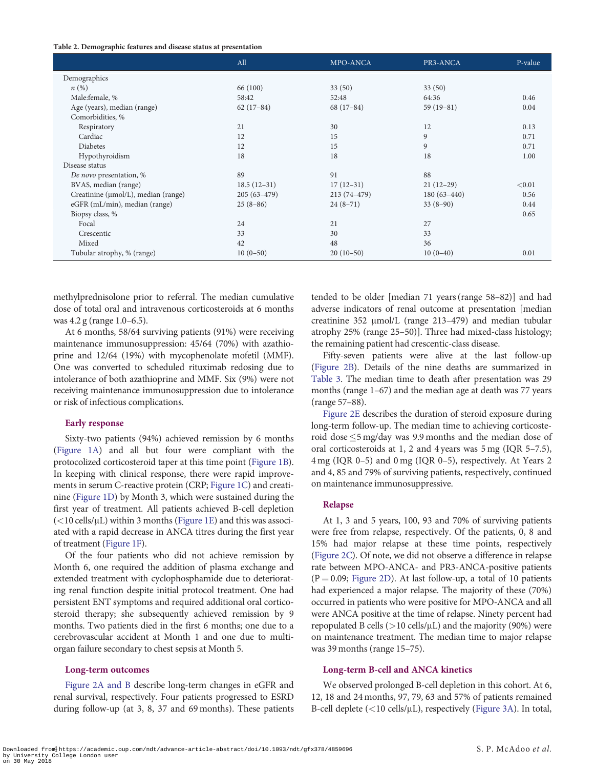**Table 2. Demographic features and disease status at presentation**

| | All | MPO-ANCA | PR3-ANCA | P-value |
|---|---|---|---|---|
| Demographics | | | | |
| *n* (%) | 66 (100) | 33 (50) | 33 (50) | |
| Male:female, % | 58:42 | 52:48 | 64:36 | 0.46 |
| Age (years), median (range) | 62 (17–84) | 68 (17–84) | 59 (19–81) | 0.04 |
| Comorbidities, % | | | | |
| Respiratory | 21 | 30 | 12 | 0.13 |
| Cardiac | 12 | 15 | 9 | 0.71 |
| Diabetes | 12 | 15 | 9 | 0.71 |
| Hypothyroidism | 18 | 18 | 18 | 1.00 |
| Disease status | | | | |
| *De novo* presentation, % | 89 | 91 | 88 | |
| BVAS, median (range) | 18.5 (12–31) | 17 (12–31) | 21 (12–29) | <0.01 |
| Creatinine (µmol/L), median (range) | 205 (63–479) | 213 (74–479) | 180 (63–440) | 0.56 |
| eGFR (mL/min), median (range) | 25 (8–86) | 24 (8–71) | 33 (8–90) | 0.44 |
| Biopsy class, % | | | | 0.65 |
| Focal | 24 | 21 | 27 | |
| Crescentic | 33 | 30 | 33 | |
| Mixed | 42 | 48 | 36 | |
| Tubular atrophy, % (range) | 10 (0–50) | 20 (10–50) | 10 (0–40) | 0.01 |

methylprednisolone prior to referral. The median cumulative dose of total oral and intravenous corticosteroids at 6 months was 4.2 g (range 1.0–6.5).

At 6 months, 58/64 surviving patients (91%) were receiving maintenance immunosuppression: 45/64 (70%) with azathioprine and 12/64 (19%) with mycophenolate mofetil (MMF). One was converted to scheduled rituximab redosing due to intolerance of both azathioprine and MMF. Six (9%) were not receiving maintenance immunosuppression due to intolerance or risk of infectious complications.

### Early response

Sixty-two patients (94%) achieved remission by 6 months (Figure 1A) and all but four were compliant with the protocolized corticosteroid taper at this time point (Figure 1B). In keeping with clinical response, there were rapid improvements in serum C-reactive protein (CRP; Figure 1C) and creatinine (Figure 1D) by Month 3, which were sustained during the first year of treatment. All patients achieved B-cell depletion (<10 cells/µL) within 3 months (Figure 1E) and this was associated with a rapid decrease in ANCA titres during the first year of treatment (Figure 1F).

Of the four patients who did not achieve remission by Month 6, one required the addition of plasma exchange and extended treatment with cyclophosphamide due to deteriorating renal function despite initial protocol treatment. One had persistent ENT symptoms and required additional oral corticosteroid therapy; she subsequently achieved remission by 9 months. Two patients died in the first 6 months; one due to a cerebrovascular accident at Month 1 and one due to multiorgan failure secondary to chest sepsis at Month 5.

### Long-term outcomes

Figure 2A and B describe long-term changes in eGFR and renal survival, respectively. Four patients progressed to ESRD during follow-up (at 3, 8, 37 and 69 months). These patients tended to be older [median 71 years (range 58–82)] and had adverse indicators of renal outcome at presentation [median creatinine 352 µmol/L (range 213–479) and median tubular atrophy 25% (range 25–50)]. Three had mixed-class histology; the remaining patient had crescentic-class disease.

Fifty-seven patients were alive at the last follow-up (Figure 2B). Details of the nine deaths are summarized in Table 3. The median time to death after presentation was 29 months (range 1–67) and the median age at death was 77 years (range 57–88).

Figure 2E describes the duration of steroid exposure during long-term follow-up. The median time to achieving corticosteroid dose ≤5 mg/day was 9.9 months and the median dose of oral corticosteroids at 1, 2 and 4 years was 5 mg (IQR 5–7.5), 4 mg (IQR 0–5) and 0 mg (IQR 0–5), respectively. At Years 2 and 4, 85 and 79% of surviving patients, respectively, continued on maintenance immunosuppressive.

### Relapse

At 1, 3 and 5 years, 100, 93 and 70% of surviving patients were free from relapse, respectively. Of the patients, 0, 8 and 15% had major relapse at these time points, respectively (Figure 2C). Of note, we did not observe a difference in relapse rate between MPO-ANCA- and PR3-ANCA-positive patients ($P = 0.09$; Figure 2D). At last follow-up, a total of 10 patients had experienced a major relapse. The majority of these (70%) occurred in patients who were positive for MPO-ANCA and all were ANCA positive at the time of relapse. Ninety percent had repopulated B cells (>10 cells/µL) and the majority (90%) were on maintenance treatment. The median time to major relapse was 39 months (range 15–75).

### Long-term B-cell and ANCA kinetics

We observed prolonged B-cell depletion in this cohort. At 6, 12, 18 and 24 months, 97, 79, 63 and 57% of patients remained B-cell deplete (<10 cells/µL), respectively (Figure 3A). In total,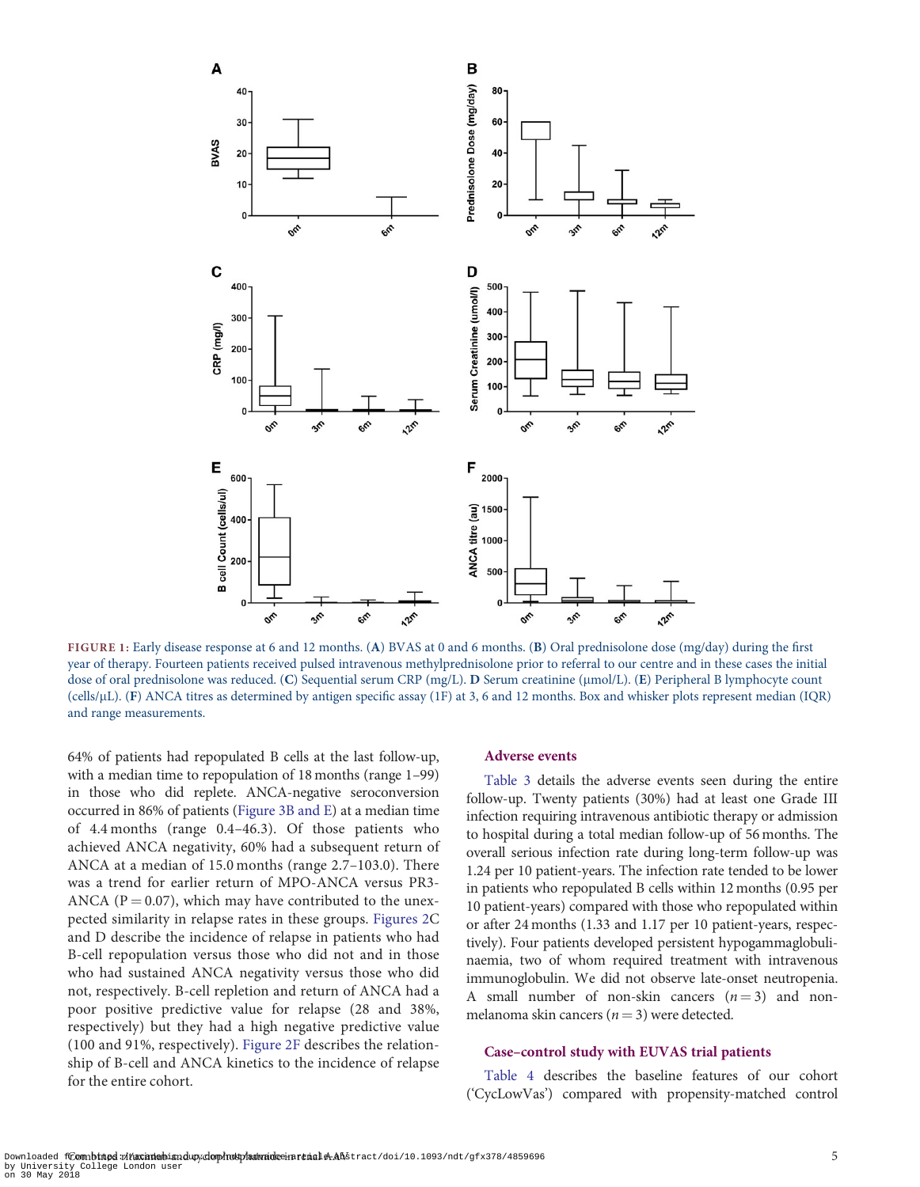FIGURE 1: Early disease response at 6 and 12 months. (A) BVAS at 0 and 6 months. (B) Oral prednisolone dose (mg/day) during the first year of therapy. Fourteen patients received pulsed intravenous methylprednisolone prior to referral to our centre and in these cases the initial dose of oral prednisolone was reduced. (C) Sequential serum CRP (mg/L). D Serum creatinine (μmol/L). (E) Peripheral B lymphocyte count (cells/μL). (F) ANCA titres as determined by antigen specific assay (1F) at 3, 6 and 12 months. Box and whisker plots represent median (IQR) and range measurements.

64% of patients had repopulated B cells at the last follow-up, with a median time to repopulation of 18 months (range 1–99) in those who did replete. ANCA-negative seroconversion occurred in 86% of patients (Figure 3B and E) at a median time of 4.4 months (range 0.4–46.3). Of those patients who achieved ANCA negativity, 60% had a subsequent return of ANCA at a median of 15.0 months (range 2.7–103.0). There was a trend for earlier return of MPO-ANCA versus PR3-ANCA ($P = 0.07$), which may have contributed to the unexpected similarity in relapse rates in these groups. Figures 2C and D describe the incidence of relapse in patients who had B-cell repopulation versus those who did not and in those who had sustained ANCA negativity versus those who did not, respectively. B-cell repletion and return of ANCA had a poor positive predictive value for relapse (28 and 38%, respectively) but they had a high negative predictive value (100 and 91%, respectively). Figure 2F describes the relationship of B-cell and ANCA kinetics to the incidence of relapse for the entire cohort.

## Adverse events

Table 3 details the adverse events seen during the entire follow-up. Twenty patients (30%) had at least one Grade III infection requiring intravenous antibiotic therapy or admission to hospital during a total median follow-up of 56 months. The overall serious infection rate during long-term follow-up was 1.24 per 10 patient-years. The infection rate tended to be lower in patients who repopulated B cells within 12 months (0.95 per 10 patient-years) compared with those who repopulated within or after 24 months (1.33 and 1.17 per 10 patient-years, respectively). Four patients developed persistent hypogammaglobulinaemia, two of whom required treatment with intravenous immunoglobulin. We did not observe late-onset neutropenia. A small number of non-skin cancers ($n = 3$) and non-melanoma skin cancers ($n = 3$) were detected.

## Case–control study with EUVAS trial patients

Table 4 describes the baseline features of our cohort ('CycLowVas') compared with propensity-matched control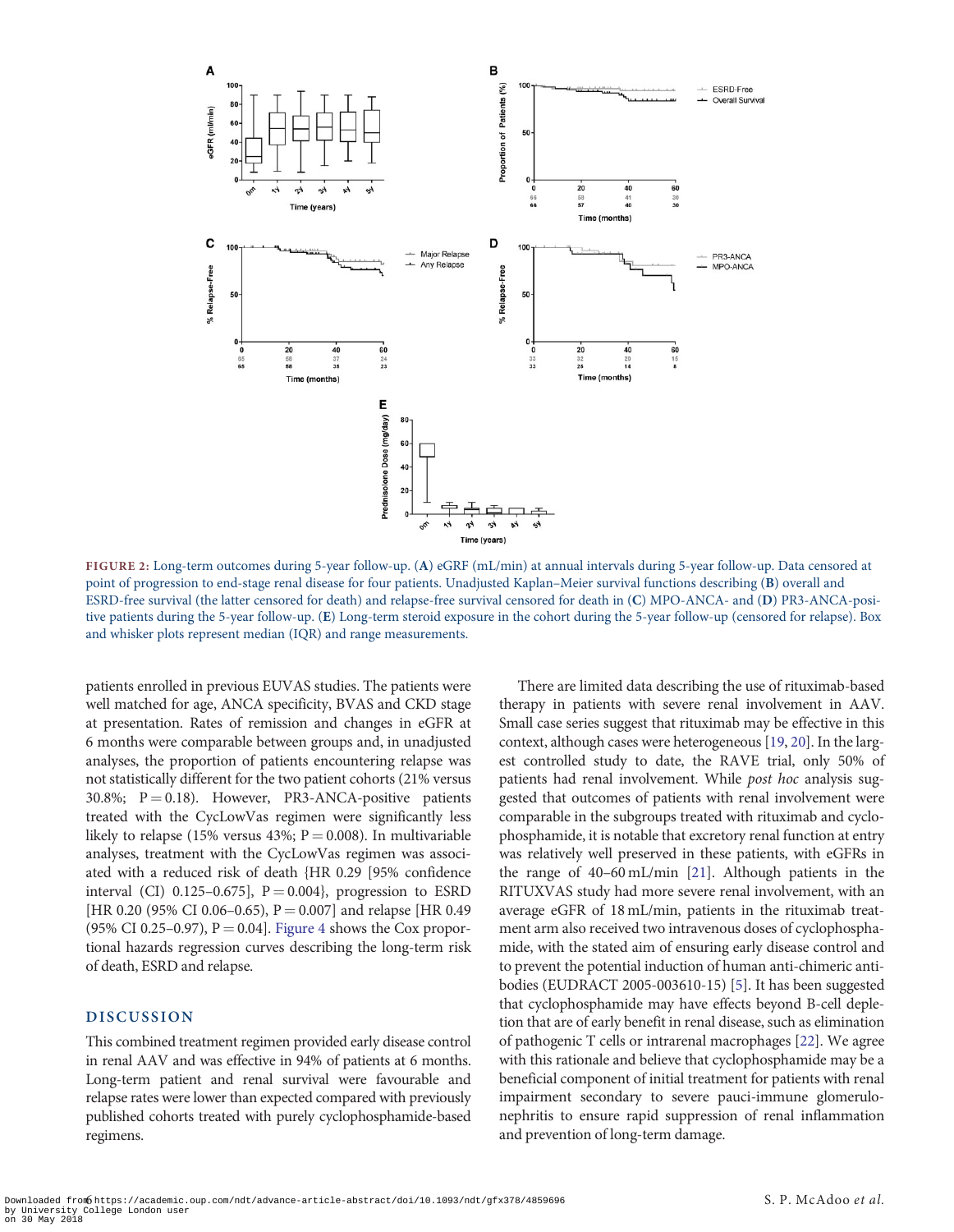FIGURE 2: Long-term outcomes during 5-year follow-up. (**A**) eGRF (mL/min) at annual intervals during 5-year follow-up. Data censored at point of progression to end-stage renal disease for four patients. Unadjusted Kaplan–Meier survival functions describing (**B**) overall and ESRD-free survival (the latter censored for death) and relapse-free survival censored for death in (**C**) MPO-ANCA- and (**D**) PR3-ANCA-positive patients during the 5-year follow-up. (**E**) Long-term steroid exposure in the cohort during the 5-year follow-up (censored for relapse). Box and whisker plots represent median (IQR) and range measurements.

patients enrolled in previous EUVAS studies. The patients were well matched for age, ANCA specificity, BVAS and CKD stage at presentation. Rates of remission and changes in eGFR at 6 months were comparable between groups and, in unadjusted analyses, the proportion of patients encountering relapse was not statistically different for the two patient cohorts (21% versus 30.8%; P = 0.18). However, PR3-ANCA-positive patients treated with the CycLowVas regimen were significantly less likely to relapse (15% versus 43%; P = 0.008). In multivariable analyses, treatment with the CycLowVas regimen was associated with a reduced risk of death {HR 0.29 [95% confidence interval (CI) 0.125–0.675], P = 0.004}, progression to ESRD [HR 0.20 (95% CI 0.06–0.65), P = 0.007] and relapse [HR 0.49 (95% CI 0.25–0.97), P = 0.04]. Figure 4 shows the Cox proportional hazards regression curves describing the long-term risk of death, ESRD and relapse.

## DISCUSSION

This combined treatment regimen provided early disease control in renal AAV and was effective in 94% of patients at 6 months. Long-term patient and renal survival were favourable and relapse rates were lower than expected compared with previously published cohorts treated with purely cyclophosphamide-based regimens.

There are limited data describing the use of rituximab-based therapy in patients with severe renal involvement in AAV. Small case series suggest that rituximab may be effective in this context, although cases were heterogeneous [19, 20]. In the largest controlled study to date, the RAVE trial, only 50% of patients had renal involvement. While *post hoc* analysis suggested that outcomes of patients with renal involvement were comparable in the subgroups treated with rituximab and cyclophosphamide, it is notable that excretory renal function at entry was relatively well preserved in these patients, with eGFRs in the range of 40–60 mL/min [21]. Although patients in the RITUXVAS study had more severe renal involvement, with an average eGFR of 18 mL/min, patients in the rituximab treatment arm also received two intravenous doses of cyclophosphamide, with the stated aim of ensuring early disease control and to prevent the potential induction of human anti-chimeric antibodies (EUDRACT 2005-003610-15) [5]. It has been suggested that cyclophosphamide may have effects beyond B-cell depletion that are of early benefit in renal disease, such as elimination of pathogenic T cells or intrarenal macrophages [22]. We agree with this rationale and believe that cyclophosphamide may be a beneficial component of initial treatment for patients with renal impairment secondary to severe pauci-immune glomerulonephritis to ensure rapid suppression of renal inflammation and prevention of long-term damage.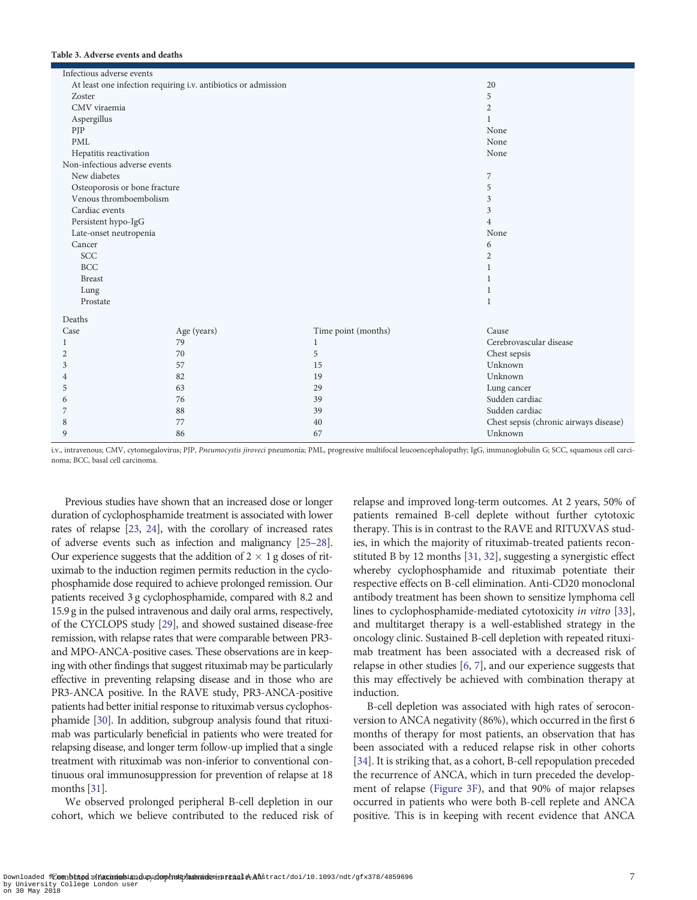**Table 3. Adverse events and deaths**

| | | | |
|---|---|---|---|
| Infectious adverse events | | | |
| At least one infection requiring i.v. antibiotics or admission | | | 20 |
| Zoster | | | 5 |
| CMV viraemia | | | 2 |
| Aspergillus | | | 1 |
| PJP | | | None |
| PML | | | None |
| Hepatitis reactivation | | | None |
| Non-infectious adverse events | | | |
| New diabetes | | | 7 |
| Osteoporosis or bone fracture | | | 5 |
| Venous thromboembolism | | | 3 |
| Cardiac events | | | 3 |
| Persistent hypo-IgG | | | 4 |
| Late-onset neutropenia | | | None |
| Cancer | | | 6 |
| SCC | | | 2 |
| BCC | | | 1 |
| Breast | | | 1 |
| Lung | | | 1 |
| Prostate | | | 1 |
| Deaths | | | |
| Case | Age (years) | Time point (months) | Cause |
| 1 | 79 | 1 | Cerebrovascular disease |
| 2 | 70 | 5 | Chest sepsis |
| 3 | 57 | 15 | Unknown |
| 4 | 82 | 19 | Unknown |
| 5 | 63 | 29 | Lung cancer |
| 6 | 76 | 39 | Sudden cardiac |
| 7 | 88 | 39 | Sudden cardiac |
| 8 | 77 | 40 | Chest sepsis (chronic airways disease) |
| 9 | 86 | 67 | Unknown |

i.v., intravenous; CMV, cytomegalovirus; PJP, *Pneumocystis jiroveci* pneumonia; PML, progressive multifocal leucoencephalopathy; IgG, immunoglobulin G; SCC, squamous cell carcinoma; BCC, basal cell carcinoma.

Previous studies have shown that an increased dose or longer duration of cyclophosphamide treatment is associated with lower rates of relapse [23, 24], with the corollary of increased rates of adverse events such as infection and malignancy [25–28]. Our experience suggests that the addition of $2 \times 1$ g doses of rituximab to the induction regimen permits reduction in the cyclophosphamide dose required to achieve prolonged remission. Our patients received 3 g cyclophosphamide, compared with 8.2 and 15.9 g in the pulsed intravenous and daily oral arms, respectively, of the CYCLOPS study [29], and showed sustained disease-free remission, with relapse rates that were comparable between PR3- and MPO-ANCA-positive cases. These observations are in keeping with other findings that suggest rituximab may be particularly effective in preventing relapsing disease and in those who are PR3-ANCA positive. In the RAVE study, PR3-ANCA-positive patients had better initial response to rituximab versus cyclophosphamide [30]. In addition, subgroup analysis found that rituximab was particularly beneficial in patients who were treated for relapsing disease, and longer term follow-up implied that a single treatment with rituximab was non-inferior to conventional continuous oral immunosuppression for prevention of relapse at 18 months [31].

We observed prolonged peripheral B-cell depletion in our cohort, which we believe contributed to the reduced risk of relapse and improved long-term outcomes. At 2 years, 50% of patients remained B-cell deplete without further cytotoxic therapy. This is in contrast to the RAVE and RITUXVAS studies, in which the majority of rituximab-treated patients reconstituted B by 12 months [31, 32], suggesting a synergistic effect whereby cyclophosphamide and rituximab potentiate their respective effects on B-cell elimination. Anti-CD20 monoclonal antibody treatment has been shown to sensitize lymphoma cell lines to cyclophosphamide-mediated cytotoxicity *in vitro* [33], and multitarget therapy is a well-established strategy in the oncology clinic. Sustained B-cell depletion with repeated rituximab treatment has been associated with a decreased risk of relapse in other studies [6, 7], and our experience suggests that this may effectively be achieved with combination therapy at induction.

B-cell depletion was associated with high rates of seroconversion to ANCA negativity (86%), which occurred in the first 6 months of therapy for most patients, an observation that has been associated with a reduced relapse risk in other cohorts [34]. It is striking that, as a cohort, B-cell repopulation preceded the recurrence of ANCA, which in turn preceded the development of relapse (Figure 3F), and that 90% of major relapses occurred in patients who were both B-cell replete and ANCA positive. This is in keeping with recent evidence that ANCA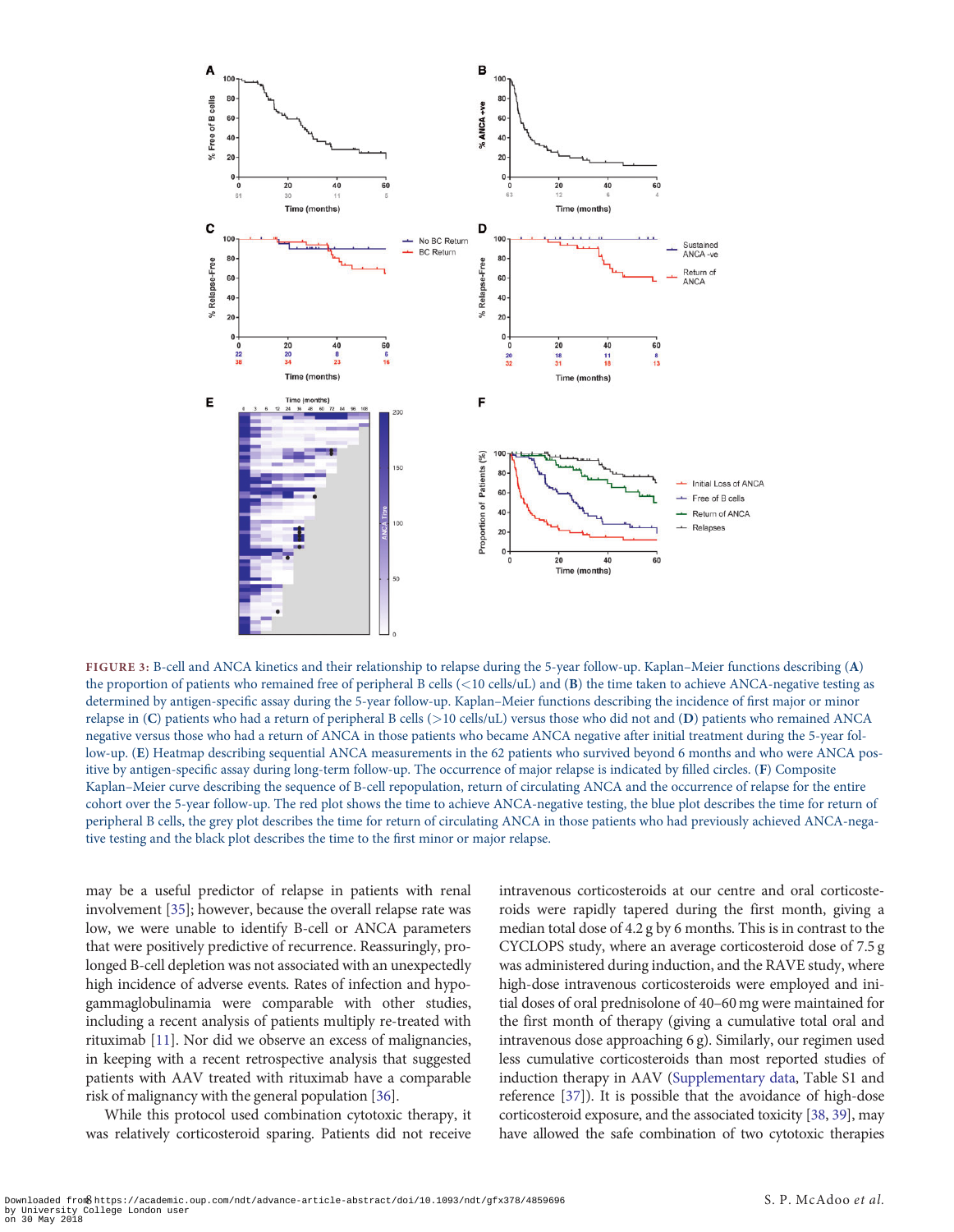FIGURE 3: B-cell and ANCA kinetics and their relationship to relapse during the 5-year follow-up. Kaplan–Meier functions describing (A) the proportion of patients who remained free of peripheral B cells (<10 cells/uL) and (B) the time taken to achieve ANCA-negative testing as determined by antigen-specific assay during the 5-year follow-up. Kaplan–Meier functions describing the incidence of first major or minor relapse in (C) patients who had a return of peripheral B cells (>10 cells/uL) versus those who did not and (D) patients who remained ANCA negative versus those who had a return of ANCA in those patients who became ANCA negative after initial treatment during the 5-year follow-up. (E) Heatmap describing sequential ANCA measurements in the 62 patients who survived beyond 6 months and who were ANCA positive by antigen-specific assay during long-term follow-up. The occurrence of major relapse is indicated by filled circles. (F) Composite Kaplan–Meier curve describing the sequence of B-cell repopulation, return of circulating ANCA and the occurrence of relapse for the entire cohort over the 5-year follow-up. The red plot shows the time to achieve ANCA-negative testing, the blue plot describes the time for return of peripheral B cells, the grey plot describes the time for return of circulating ANCA in those patients who had previously achieved ANCA-negative testing and the black plot describes the time to the first minor or major relapse.

may be a useful predictor of relapse in patients with renal involvement [35]; however, because the overall relapse rate was low, we were unable to identify B-cell or ANCA parameters that were positively predictive of recurrence. Reassuringly, prolonged B-cell depletion was not associated with an unexpectedly high incidence of adverse events. Rates of infection and hypogammaglobulinemia were comparable with other studies, including a recent analysis of patients multiply re-treated with rituximab [11]. Nor did we observe an excess of malignancies, in keeping with a recent retrospective analysis that suggested patients with AAV treated with rituximab have a comparable risk of malignancy with the general population [36].

While this protocol used combination cytotoxic therapy, it was relatively corticosteroid sparing. Patients did not receive intravenous corticosteroids at our centre and oral corticosteroids were rapidly tapered during the first month, giving a median total dose of 4.2 g by 6 months. This is in contrast to the CYCLOPS study, where an average corticosteroid dose of 7.5 g was administered during induction, and the RAVE study, where high-dose intravenous corticosteroids were employed and initial doses of oral prednisolone of 40–60 mg were maintained for the first month of therapy (giving a cumulative total oral and intravenous dose approaching 6 g). Similarly, our regimen used less cumulative corticosteroids than most reported studies of induction therapy in AAV (Supplementary data, Table S1 and reference [37]). It is possible that the avoidance of high-dose corticosteroid exposure, and the associated toxicity [38, 39], may have allowed the safe combination of two cytotoxic therapies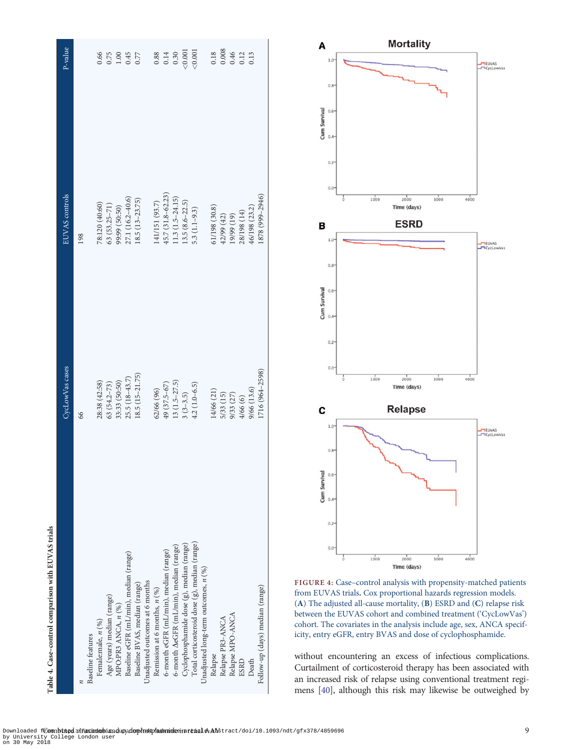**Table 4. Case–control comparison with EUVAS trials**

| | CycLowVas cases | EUVAS controls | P-value |
|---|---|---|---|
| *n* | 66 | 198 | |
| Baseline features | | | |
| Female:male, *n* (%) | 28:38 (42:58) | 78:120 (40:60) | 0.66 |
| Age (years) median (range) | 63 (54.2–73) | 63 (53.25–71) | 0.75 |
| MPO:PR3 ANCA, *n* (%) | 33:33 (50:50) | 99:99 (50:50) | 1.00 |
| Baseline eGFR (mL/min), median (range) | 25.5 (18–43.7) | 27.1 (16.2–40.6) | 0.45 |
| Baseline BVAS, median (range) | 18.5 (15–21.75) | 18.5 (13–23.75) | 0.77 |
| Unadjusted outcomes at 6 months | | | |
| Remission at 6 months, *n* (%) | 62/66 (96) | 141/151 (93.7) | 0.88 |
| 6-month eGFR (mL/min), median (range) | 49 (37.5–67) | 45.7 (31.8–62.23) | 0.14 |
| 6-month ΔeGFR (mL/min), median (range) | 13 (1.5–27.5) | 11.3 (1.5–24.15) | 0.30 |
| Cyclophosphamide dose (g), median (range) | 3 (3–3.5) | 13.5 (8.6–22.5) | <0.001 |
| Total corticosteroid dose (g), median (range) | 4.2 (1.0–6.5) | 5.3 (1.1–9.3) | <0.001 |
| Unadjusted long-term outcomes, *n* (%) | | | |
| Relapse | 14/66 (21) | 61/198 (30.8) | 0.18 |
| Relapse PR3-ANCA | 5/33 (15) | 42/99 (42) | 0.008 |
| Relapse MPO-ANCA | 9/33 (27) | 19/99 (19) | 0.46 |
| ESRD | 4/66 (6) | 28/198 (14) | 0.12 |
| Death | 9/66 (13.6) | 46/198 (23.2) | 0.13 |
| Follow-up (days) median (range) | 1716 (964–2598) | 1878 (999–2946) | |

FIGURE 4: Case–control analysis with propensity-matched patients from EUVAS trials. Cox proportional hazards regression models. (**A**) The adjusted all-cause mortality, (**B**) ESRD and (**C**) relapse risk between the EUVAS cohort and combined treatment ('CycLowVas') cohort. The covariates in the analysis include age, sex, ANCA specificity, entry eGFR, entry BVAS and dose of cyclophosphamide.

without encountering an excess of infectious complications. Curtailment of corticosteroid therapy has been associated with an increased risk of relapse using conventional treatment regimens [40], although this risk may likewise be outweighed by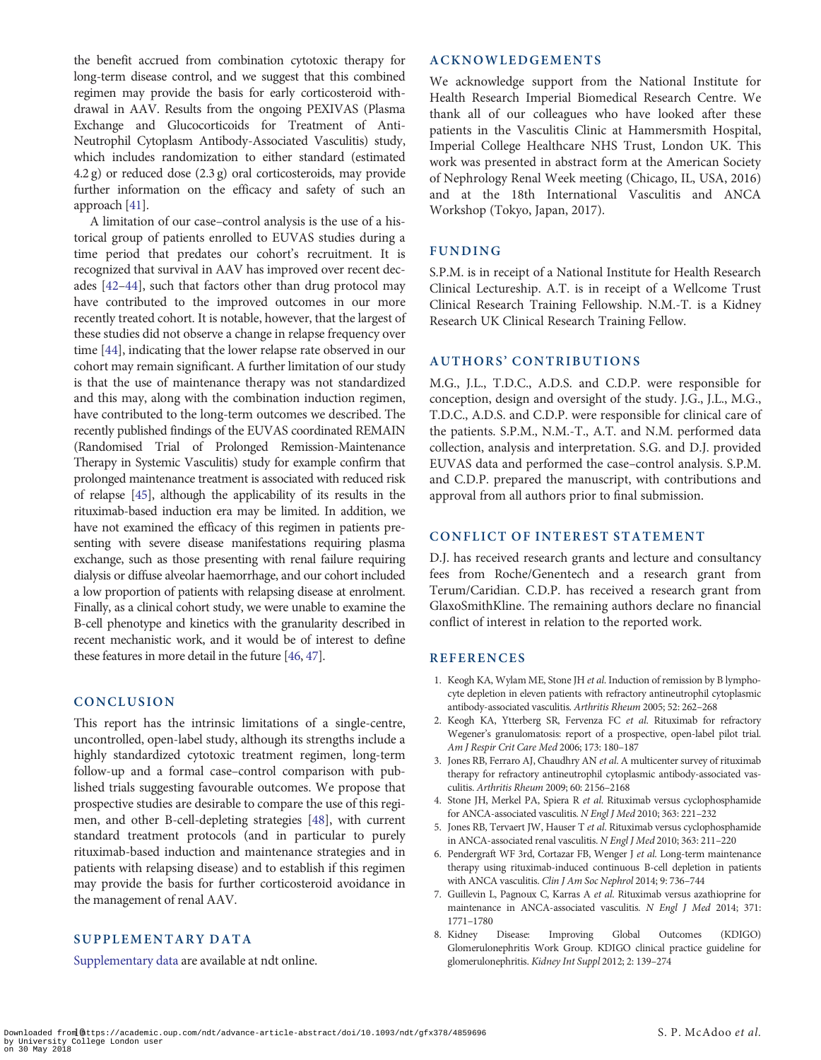the benefit accrued from combination cytotoxic therapy for long-term disease control, and we suggest that this combined regimen may provide the basis for early corticosteroid withdrawal in AAV. Results from the ongoing PEXIVAS (Plasma Exchange and Glucocorticoids for Treatment of Anti-Neutrophil Cytoplasm Antibody-Associated Vasculitis) study, which includes randomization to either standard (estimated 4.2 g) or reduced dose (2.3 g) oral corticosteroids, may provide further information on the efficacy and safety of such an approach [41].

A limitation of our case–control analysis is the use of a historical group of patients enrolled to EUVAS studies during a time period that predates our cohort's recruitment. It is recognized that survival in AAV has improved over recent decades [42–44], such that factors other than drug protocol may have contributed to the improved outcomes in our more recently treated cohort. It is notable, however, that the largest of these studies did not observe a change in relapse frequency over time [44], indicating that the lower relapse rate observed in our cohort may remain significant. A further limitation of our study is that the use of maintenance therapy was not standardized and this may, along with the combination induction regimen, have contributed to the long-term outcomes we described. The recently published findings of the EUVAS coordinated REMAIN (Randomised Trial of Prolonged Remission-Maintenance Therapy in Systemic Vasculitis) study for example confirm that prolonged maintenance treatment is associated with reduced risk of relapse [45], although the applicability of its results in the rituximab-based induction era may be limited. In addition, we have not examined the efficacy of this regimen in patients presenting with severe disease manifestations requiring plasma exchange, such as those presenting with renal failure requiring dialysis or diffuse alveolar haemorrhage, and our cohort included a low proportion of patients with relapsing disease at enrolment. Finally, as a clinical cohort study, we were unable to examine the B-cell phenotype and kinetics with the granularity described in recent mechanistic work, and it would be of interest to define these features in more detail in the future [46, 47].

## CONCLUSION

This report has the intrinsic limitations of a single-centre, uncontrolled, open-label study, although its strengths include a highly standardized cytotoxic treatment regimen, long-term follow-up and a formal case–control comparison with published trials suggesting favourable outcomes. We propose that prospective studies are desirable to compare the use of this regimen, and other B-cell-depleting strategies [48], with current standard treatment protocols (and in particular to purely rituximab-based induction and maintenance strategies and in patients with relapsing disease) and to establish if this regimen may provide the basis for further corticosteroid avoidance in the management of renal AAV.

## SUPPLEMENTARY DATA

Supplementary data are available at ndt online.

## ACKNOWLEDGEMENTS

We acknowledge support from the National Institute for Health Research Imperial Biomedical Research Centre. We thank all of our colleagues who have looked after these patients in the Vasculitis Clinic at Hammersmith Hospital, Imperial College Healthcare NHS Trust, London UK. This work was presented in abstract form at the American Society of Nephrology Renal Week meeting (Chicago, IL, USA, 2016) and at the 18th International Vasculitis and ANCA Workshop (Tokyo, Japan, 2017).

## FUNDING

S.P.M. is in receipt of a National Institute for Health Research Clinical Lectureship. A.T. is in receipt of a Wellcome Trust Clinical Research Training Fellowship. N.M.-T. is a Kidney Research UK Clinical Research Training Fellow.

## AUTHORS' CONTRIBUTIONS

M.G., J.L., T.D.C., A.D.S. and C.D.P. were responsible for conception, design and oversight of the study. J.G., J.L., M.G., T.D.C., A.D.S. and C.D.P. were responsible for clinical care of the patients. S.P.M., N.M.-T., A.T. and N.M. performed data collection, analysis and interpretation. S.G. and D.J. provided EUVAS data and performed the case–control analysis. S.P.M. and C.D.P. prepared the manuscript, with contributions and approval from all authors prior to final submission.

## CONFLICT OF INTEREST STATEMENT

D.J. has received research grants and lecture and consultancy fees from Roche/Genentech and a research grant from Terum/Caridian. C.D.P. has received a research grant from GlaxoSmithKline. The remaining authors declare no financial conflict of interest in relation to the reported work.

## REFERENCES

1. Keogh KA, Wylam ME, Stone JH *et al.* Induction of remission by B lymphocyte depletion in eleven patients with refractory antineutrophil cytoplasmic antibody-associated vasculitis. *Arthritis Rheum* 2005; 52: 262–268
2. Keogh KA, Ytterberg SR, Fervenza FC *et al.* Rituximab for refractory Wegener's granulomatosis: report of a prospective, open-label pilot trial. *Am J Respir Crit Care Med* 2006; 173: 180–187
3. Jones RB, Ferraro AJ, Chaudhry AN *et al.* A multicenter survey of rituximab therapy for refractory antineutrophil cytoplasmic antibody-associated vasculitis. *Arthritis Rheum* 2009; 60: 2156–2168
4. Stone JH, Merkel PA, Spiera R *et al.* Rituximab versus cyclophosphamide for ANCA-associated vasculitis. *N Engl J Med* 2010; 363: 221–232
5. Jones RB, Tervaert JW, Hauser T *et al.* Rituximab versus cyclophosphamide in ANCA-associated renal vasculitis. *N Engl J Med* 2010; 363: 211–220
6. Pendergraft WF 3rd, Cortazar FB, Wenger J *et al.* Long-term maintenance therapy using rituximab-induced continuous B-cell depletion in patients with ANCA vasculitis. *Clin J Am Soc Nephrol* 2014; 9: 736–744
7. Guillevin L, Pagnoux C, Karras A *et al.* Rituximab versus azathioprine for maintenance in ANCA-associated vasculitis. *N Engl J Med* 2014; 371: 1771–1780
8. Kidney Disease: Improving Global Outcomes (KDIGO) Glomerulonephritis Work Group. KDIGO clinical practice guideline for glomerulonephritis. *Kidney Int Suppl* 2012; 2: 139–274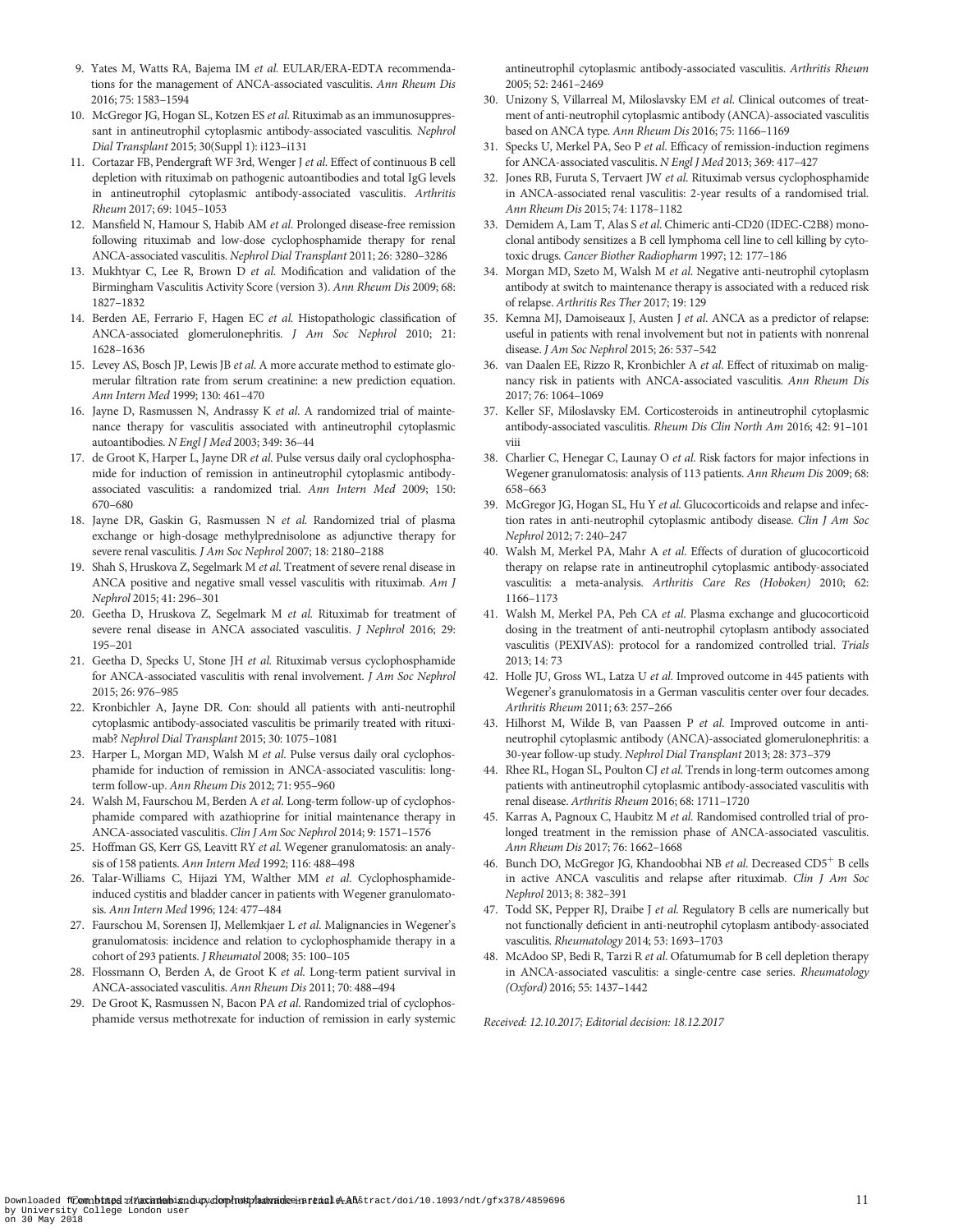9. Yates M, Watts RA, Bajema IM *et al.* EULAR/ERA-EDTA recommendations for the management of ANCA-associated vasculitis. *Ann Rheum Dis* 2016; 75: 1583–1594
10. McGregor JG, Hogan SL, Kotzen ES *et al.* Rituximab as an immunosuppressant in antineutrophil cytoplasmic antibody-associated vasculitis. *Nephrol Dial Transplant* 2015; 30(Suppl 1): i123–i131
11. Cortazar FB, Pendergraft WF 3rd, Wenger J *et al.* Effect of continuous B cell depletion with rituximab on pathogenic autoantibodies and total IgG levels in antineutrophil cytoplasmic antibody-associated vasculitis. *Arthritis Rheum* 2017; 69: 1045–1053
12. Mansfield N, Hamour S, Habib AM *et al.* Prolonged disease-free remission following rituximab and low-dose cyclophosphamide therapy for renal ANCA-associated vasculitis. *Nephrol Dial Transplant* 2011; 26: 3280–3286
13. Mukhtyar C, Lee R, Brown D *et al.* Modification and validation of the Birmingham Vasculitis Activity Score (version 3). *Ann Rheum Dis* 2009; 68: 1827–1832
14. Berden AE, Ferrario F, Hagen EC *et al.* Histopathologic classification of ANCA-associated glomerulonephritis. *J Am Soc Nephrol* 2010; 21: 1628–1636
15. Levey AS, Bosch JP, Lewis JB *et al.* A more accurate method to estimate glomerular filtration rate from serum creatinine: a new prediction equation. *Ann Intern Med* 1999; 130: 461–470
16. Jayne D, Rasmussen N, Andrassy K *et al.* A randomized trial of maintenance therapy for vasculitis associated with antineutrophil cytoplasmic autoantibodies. *N Engl J Med* 2003; 349: 36–44
17. de Groot K, Harper L, Jayne DR *et al.* Pulse versus daily oral cyclophosphamide for induction of remission in antineutrophil cytoplasmic antibody-associated vasculitis: a randomized trial. *Ann Intern Med* 2009; 150: 670–680
18. Jayne DR, Gaskin G, Rasmussen N *et al.* Randomized trial of plasma exchange or high-dosage methylprednisolone as adjunctive therapy for severe renal vasculitis. *J Am Soc Nephrol* 2007; 18: 2180–2188
19. Shah S, Hruskova Z, Segelmark M *et al.* Treatment of severe renal disease in ANCA positive and negative small vessel vasculitis with rituximab. *Am J Nephrol* 2015; 41: 296–301
20. Geetha D, Hruskova Z, Segelmark M *et al.* Rituximab for treatment of severe renal disease in ANCA associated vasculitis. *J Nephrol* 2016; 29: 195–201
21. Geetha D, Specks U, Stone JH *et al.* Rituximab versus cyclophosphamide for ANCA-associated vasculitis with renal involvement. *J Am Soc Nephrol* 2015; 26: 976–985
22. Kronbichler A, Jayne DR. Con: should all patients with anti-neutrophil cytoplasmic antibody-associated vasculitis be primarily treated with rituximab? *Nephrol Dial Transplant* 2015; 30: 1075–1081
23. Harper L, Morgan MD, Walsh M *et al.* Pulse versus daily oral cyclophosphamide for induction of remission in ANCA-associated vasculitis: long-term follow-up. *Ann Rheum Dis* 2012; 71: 955–960
24. Walsh M, Faurschou M, Berden A *et al.* Long-term follow-up of cyclophosphamide compared with azathioprine for initial maintenance therapy in ANCA-associated vasculitis. *Clin J Am Soc Nephrol* 2014; 9: 1571–1576
25. Hoffman GS, Kerr GS, Leavitt RY *et al.* Wegener granulomatosis: an analysis of 158 patients. *Ann Intern Med* 1992; 116: 488–498
26. Talar-Williams C, Hijazi YM, Walther MM *et al.* Cyclophosphamide-induced cystitis and bladder cancer in patients with Wegener granulomatosis. *Ann Intern Med* 1996; 124: 477–484
27. Faurschou M, Sorensen IJ, Mellemkjaer L *et al.* Malignancies in Wegener's granulomatosis: incidence and relation to cyclophosphamide therapy in a cohort of 293 patients. *J Rheumatol* 2008; 35: 100–105
28. Flossmann O, Berden A, de Groot K *et al.* Long-term patient survival in ANCA-associated vasculitis. *Ann Rheum Dis* 2011; 70: 488–494
29. De Groot K, Rasmussen N, Bacon PA *et al.* Randomized trial of cyclophosphamide versus methotrexate for induction of remission in early systemic antineutrophil cytoplasmic antibody-associated vasculitis. *Arthritis Rheum* 2005; 52: 2461–2469
30. Unizony S, Villarreal M, Miloslavsky EM *et al.* Clinical outcomes of treatment of anti-neutrophil cytoplasmic antibody (ANCA)-associated vasculitis based on ANCA type. *Ann Rheum Dis* 2016; 75: 1166–1169
31. Specks U, Merkel PA, Seo P *et al.* Efficacy of remission-induction regimens for ANCA-associated vasculitis. *N Engl J Med* 2013; 369: 417–427
32. Jones RB, Furuta S, Tervaert JW *et al.* Rituximab versus cyclophosphamide in ANCA-associated renal vasculitis: 2-year results of a randomised trial. *Ann Rheum Dis* 2015; 74: 1178–1182
33. Demidem A, Lam T, Alas S *et al.* Chimeric anti-CD20 (IDEC-C2B8) monoclonal antibody sensitizes a B cell lymphoma cell line to cell killing by cytotoxic drugs. *Cancer Biother Radiopharm* 1997; 12: 177–186
34. Morgan MD, Szeto M, Walsh M *et al.* Negative anti-neutrophil cytoplasm antibody at switch to maintenance therapy is associated with a reduced risk of relapse. *Arthritis Res Ther* 2017; 19: 129
35. Kemna MJ, Damoiseaux J, Austen J *et al.* ANCA as a predictor of relapse: useful in patients with renal involvement but not in patients with nonrenal disease. *J Am Soc Nephrol* 2015; 26: 537–542
36. van Daalen EE, Rizzo R, Kronbichler A *et al.* Effect of rituximab on malignancy risk in patients with ANCA-associated vasculitis. *Ann Rheum Dis* 2017; 76: 1064–1069
37. Keller SF, Miloslavsky EM. Corticosteroids in antineutrophil cytoplasmic antibody-associated vasculitis. *Rheum Dis Clin North Am* 2016; 42: 91–101 viii
38. Charlier C, Henegar C, Launay O *et al.* Risk factors for major infections in Wegener granulomatosis: analysis of 113 patients. *Ann Rheum Dis* 2009; 68: 658–663
39. McGregor JG, Hogan SL, Hu Y *et al.* Glucocorticoids and relapse and infection rates in anti-neutrophil cytoplasmic antibody disease. *Clin J Am Soc Nephrol* 2012; 7: 240–247
40. Walsh M, Merkel PA, Mahr A *et al.* Effects of duration of glucocorticoid therapy on relapse rate in antineutrophil cytoplasmic antibody-associated vasculitis: a meta-analysis. *Arthritis Care Res (Hoboken)* 2010; 62: 1166–1173
41. Walsh M, Merkel PA, Peh CA *et al.* Plasma exchange and glucocorticoid dosing in the treatment of anti-neutrophil cytoplasm antibody associated vasculitis (PEXIVAS): protocol for a randomized controlled trial. *Trials* 2013; 14: 73
42. Holle JU, Gross WL, Latza U *et al.* Improved outcome in 445 patients with Wegener's granulomatosis in a German vasculitis center over four decades. *Arthritis Rheum* 2011; 63: 257–266
43. Hilhorst M, Wilde B, van Paassen P *et al.* Improved outcome in anti-neutrophil cytoplasmic antibody (ANCA)-associated glomerulonephritis: a 30-year follow-up study. *Nephrol Dial Transplant* 2013; 28: 373–379
44. Rhee RL, Hogan SL, Poulton CJ *et al.* Trends in long-term outcomes among patients with antineutrophil cytoplasmic antibody-associated vasculitis with renal disease. *Arthritis Rheum* 2016; 68: 1711–1720
45. Karras A, Pagnoux C, Haubitz M *et al.* Randomised controlled trial of prolonged treatment in the remission phase of ANCA-associated vasculitis. *Ann Rheum Dis* 2017; 76: 1662–1668
46. Bunch DO, McGregor JG, Khandoobhai NB *et al.* Decreased $CD5^+$ B cells in active ANCA vasculitis and relapse after rituximab. *Clin J Am Soc Nephrol* 2013; 8: 382–391
47. Todd SK, Pepper RJ, Draibe J *et al.* Regulatory B cells are numerically but not functionally deficient in anti-neutrophil cytoplasm antibody-associated vasculitis. *Rheumatology* 2014; 53: 1693–1703
48. McAdoo SP, Bedi R, Tarzi R *et al.* Ofatumumab for B cell depletion therapy in ANCA-associated vasculitis: a single-centre case series. *Rheumatology (Oxford)* 2016; 55: 1437–1442

*Received: 12.10.2017; Editorial decision: 18.12.2017*